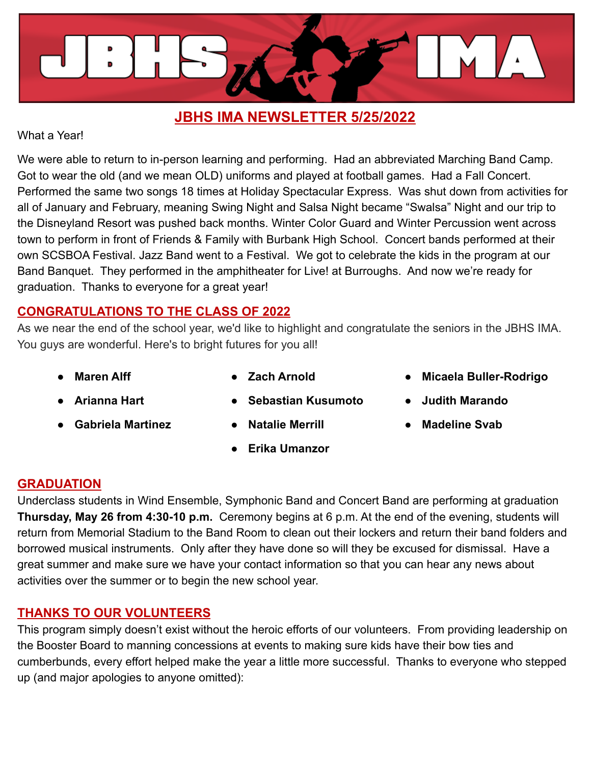# JBHS IMA NEWSLETTER 5/25/2022

What a Year!

We were able to return to in-person learning and performing. Had an abbreviated Marching Band Camp. Got to wear the old (and we mean OLD) uniforms and played at football games. Had a Fall Concert. Performed the same two songs 18 times at Holiday Spectacular Express. Was shut down from activities for all of January and February, meaning Swing Night and Salsa Night became "Swalsa" Night and our trip to the Disneyland Resort was pushed back months. Winter Color Guard and Winter Percussion went across town to perform in front of Friends & Family with Burbank High School. Concert bands performed at their own SCSBOA Festival. Jazz Band went to a Festival. We got to celebrate the kids in the program at our Band Banquet. They performed in the amphitheater for Live! at Burroughs. And now we're ready for graduation. Thanks to everyone for a great year!

## CONGRATULATIONS TO THE CLASS OF 2022

As we near the end of the school year, we'd like to highlight and congratulate the seniors in the JBHS IMA. You guys are wonderful. Here's to bright futures for you all!

- **Maren Alff**
- **Arianna Hart**
- **Gabriela Martinez**
- **Zach Arnold**
- **Sebastian Kusumoto**
- **Natalie Merrill**
- **Erika Umanzor**
- **Micaela Buller-Rodrigo**
- **Judith Marando**
- **Madeline Svab**

## GRADUATION

Underclass students in Wind Ensemble, Symphonic Band and Concert Band are performing at graduation **Thursday, May 26 from 4:30-10 p.m.** Ceremony begins at 6 p.m. At the end of the evening, students will return from Memorial Stadium to the Band Room to clean out their lockers and return their band folders and borrowed musical instruments. Only after they have done so will they be excused for dismissal. Have a great summer and make sure we have your contact information so that you can hear any news about activities over the summer or to begin the new school year.

## THANKS TO OUR VOLUNTEERS

This program simply doesn't exist without the heroic efforts of our volunteers. From providing leadership on the Booster Board to manning concessions at events to making sure kids have their bow ties and cumberbunds, every effort helped make the year a little more successful. Thanks to everyone who stepped up (and major apologies to anyone omitted):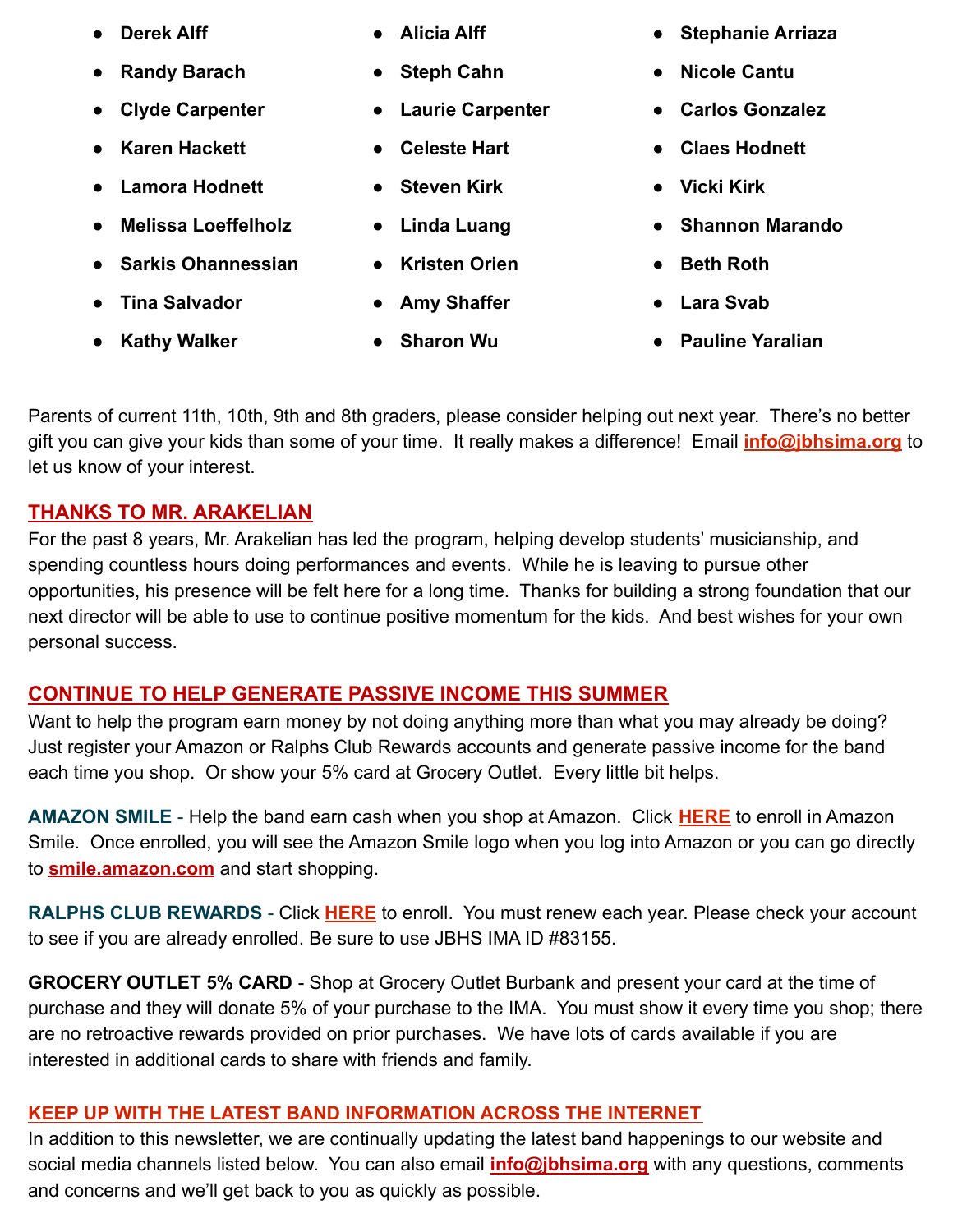- **Derek Alff**
- **Randy Barach**
- **Clyde Carpenter**
- **Karen Hackett**
- **Lamora Hodnett**
- **Melissa Loeffelholz**
- **Sarkis Ohannessian**
- **Tina Salvador**
- **Kathy Walker**
- **Alicia Alff**
- **Steph Cahn**
- **Laurie Carpenter**
- **Celeste Hart**
- **Steven Kirk**
- **Linda Luang**
- **Kristen Orien**
- **Amy Shaffer**
- **Sharon Wu**
- **Stephanie Arriaza**
- **Nicole Cantu**
- **Carlos Gonzalez**
- **Claes Hodnett**
- **Vicki Kirk**
- **Shannon Marando**
- **Beth Roth**
- **Lara Svab**
- **Pauline Yaralian**

Parents of current 11th, 10th, 9th and 8th graders, please consider helping out next year. There's no better gift you can give your kids than some of your time. It really makes a difference! Email **info@jbhsima.org** to let us know of your interest.

## THANKS TO MR. ARAKELIAN

For the past 8 years, Mr. Arakelian has led the program, helping develop students' musicianship, and spending countless hours doing performances and events. While he is leaving to pursue other opportunities, his presence will be felt here for a long time. Thanks for building a strong foundation that our next director will be able to use to continue positive momentum for the kids. And best wishes for your own personal success.

## CONTINUE TO HELP GENERATE PASSIVE INCOME THIS SUMMER

Want to help the program earn money by not doing anything more than what you may already be doing? Just register your Amazon or Ralphs Club Rewards accounts and generate passive income for the band each time you shop. Or show your 5% card at Grocery Outlet. Every little bit helps.

**AMAZON SMILE** - Help the band earn cash when you shop at Amazon. Click **HERE** to enroll in Amazon Smile. Once enrolled, you will see the Amazon Smile logo when you log into Amazon or you can go directly to **smile.amazon.com** and start shopping.

**RALPHS CLUB REWARDS** - Click **HERE** to enroll. You must renew each year. Please check your account to see if you are already enrolled. Be sure to use JBHS IMA ID #83155.

**GROCERY OUTLET 5% CARD** - Shop at Grocery Outlet Burbank and present your card at the time of purchase and they will donate 5% of your purchase to the IMA. You must show it every time you shop; there are no retroactive rewards provided on prior purchases. We have lots of cards available if you are interested in additional cards to share with friends and family.

## KEEP UP WITH THE LATEST BAND INFORMATION ACROSS THE INTERNET

In addition to this newsletter, we are continually updating the latest band happenings to our website and social media channels listed below. You can also email **info@jbhsima.org** with any questions, comments and concerns and we'll get back to you as quickly as possible.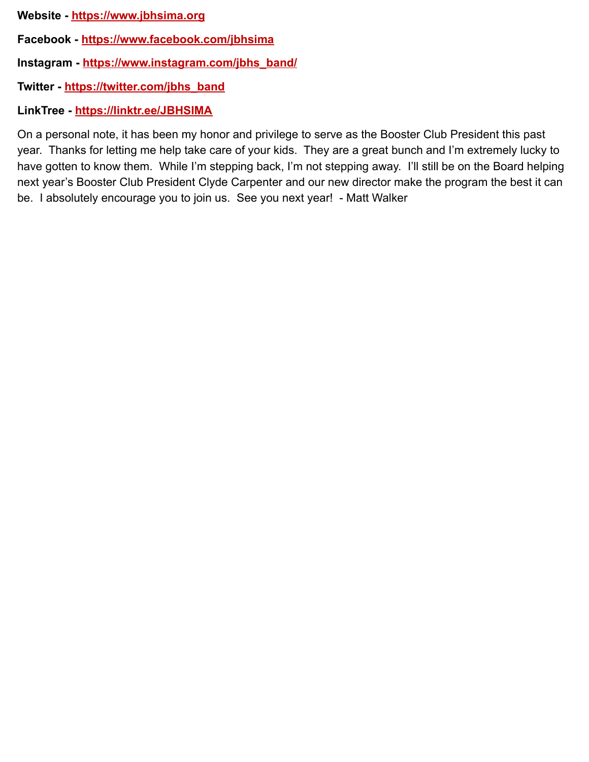**Website - https://www.jbhsima.org**

**Facebook - https://www.facebook.com/jbhsima**

**Instagram - https://www.instagram.com/jbhs_band/**

**Twitter - https://twitter.com/jbhs_band**

**LinkTree - https://linktr.ee/JBHSIMA**

On a personal note, it has been my honor and privilege to serve as the Booster Club President this past year. Thanks for letting me help take care of your kids. They are a great bunch and I'm extremely lucky to have gotten to know them. While I'm stepping back, I'm not stepping away. I'll still be on the Board helping next year's Booster Club President Clyde Carpenter and our new director make the program the best it can be. I absolutely encourage you to join us. See you next year! - Matt Walker